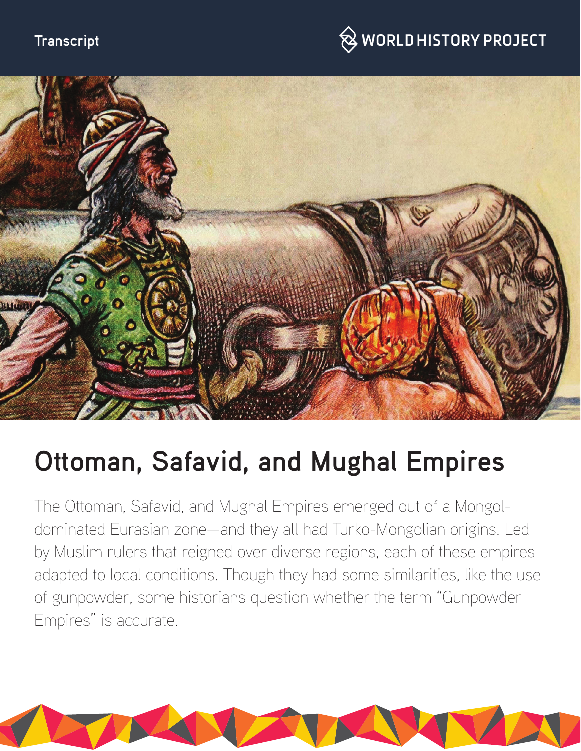Transcript

# Ottoman, Safavid, and Mughal Empires

The Ottoman, Safavid, and Mughal Empires emerged out of a Mongol-dominated Eurasian zone—and they all had Turko-Mongolian origins. Led by Muslim rulers that reigned over diverse regions, each of these empires adapted to local conditions. Though they had some similarities, like the use of gunpowder, some historians question whether the term "Gunpowder Empires" is accurate.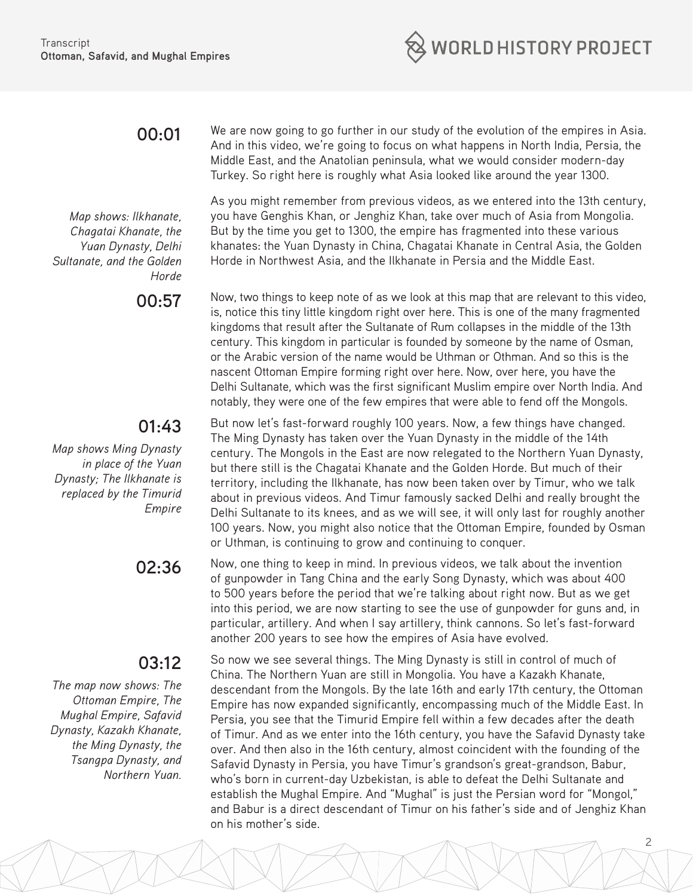**00:01**

We are now going to go further in our study of the evolution of the empires in Asia. And in this video, we're going to focus on what happens in North India, Persia, the Middle East, and the Anatolian peninsula, what we would consider modern-day Turkey. So right here is roughly what Asia looked like around the year 1300.

*Map shows: Ilkhanate, Chagatai Khanate, the Yuan Dynasty, Delhi Sultanate, and the Golden Horde*

As you might remember from previous videos, as we entered into the 13th century, you have Genghis Khan, or Jenghiz Khan, take over much of Asia from Mongolia. But by the time you get to 1300, the empire has fragmented into these various khanates: the Yuan Dynasty in China, Chagatai Khanate in Central Asia, the Golden Horde in Northwest Asia, and the Ilkhanate in Persia and the Middle East.

**00:57**

Now, two things to keep note of as we look at this map that are relevant to this video, is, notice this tiny little kingdom right over here. This is one of the many fragmented kingdoms that result after the Sultanate of Rum collapses in the middle of the 13th century. This kingdom in particular is founded by someone by the name of Osman, or the Arabic version of the name would be Uthman or Othman. And so this is the nascent Ottoman Empire forming right over here. Now, over here, you have the Delhi Sultanate, which was the first significant Muslim empire over North India. And notably, they were one of the few empires that were able to fend off the Mongols.

**01:43**

*Map shows Ming Dynasty in place of the Yuan Dynasty; The Ilkhanate is replaced by the Timurid Empire*

But now let's fast-forward roughly 100 years. Now, a few things have changed. The Ming Dynasty has taken over the Yuan Dynasty in the middle of the 14th century. The Mongols in the East are now relegated to the Northern Yuan Dynasty, but there still is the Chagatai Khanate and the Golden Horde. But much of their territory, including the Ilkhanate, has now been taken over by Timur, who we talk about in previous videos. And Timur famously sacked Delhi and really brought the Delhi Sultanate to its knees, and as we will see, it will only last for roughly another 100 years. Now, you might also notice that the Ottoman Empire, founded by Osman or Uthman, is continuing to grow and continuing to conquer.

**02:36**

Now, one thing to keep in mind. In previous videos, we talk about the invention of gunpowder in Tang China and the early Song Dynasty, which was about 400 to 500 years before the period that we're talking about right now. But as we get into this period, we are now starting to see the use of gunpowder for guns and, in particular, artillery. And when I say artillery, think cannons. So let's fast-forward another 200 years to see how the empires of Asia have evolved.

**03:12**

*The map now shows: The Ottoman Empire, The Mughal Empire, Safavid Dynasty, Kazakh Khanate, the Ming Dynasty, the Tsangpa Dynasty, and Northern Yuan.*

So now we see several things. The Ming Dynasty is still in control of much of China. The Northern Yuan are still in Mongolia. You have a Kazakh Khanate, descendant from the Mongols. By the late 16th and early 17th century, the Ottoman Empire has now expanded significantly, encompassing much of the Middle East. In Persia, you see that the Timurid Empire fell within a few decades after the death of Timur. And as we enter into the 16th century, you have the Safavid Dynasty take over. And then also in the 16th century, almost coincident with the founding of the Safavid Dynasty in Persia, you have Timur's grandson's great-grandson, Babur, who's born in current-day Uzbekistan, is able to defeat the Delhi Sultanate and establish the Mughal Empire. And "Mughal" is just the Persian word for "Mongol," and Babur is a direct descendant of Timur on his father's side and of Jenghiz Khan on his mother's side.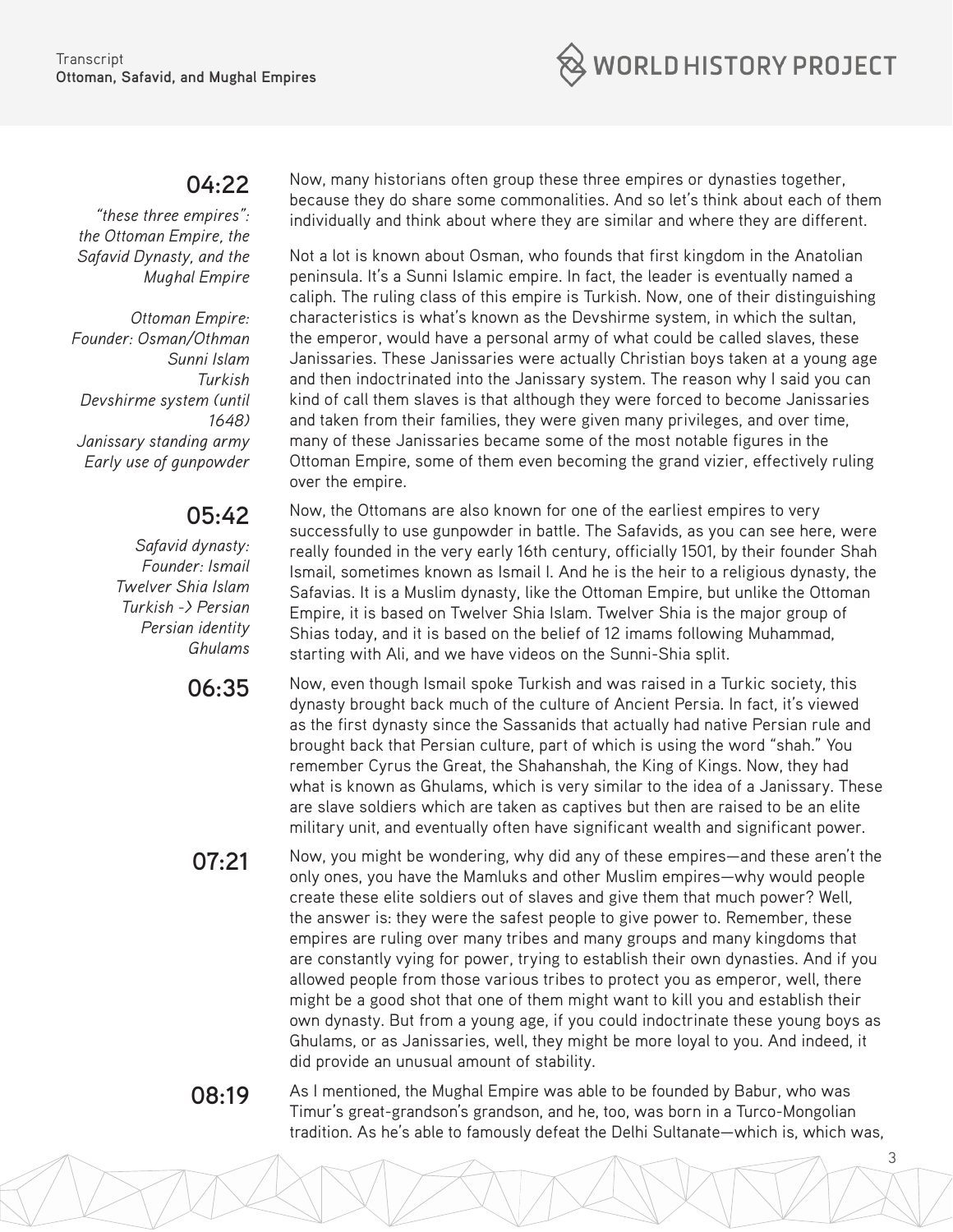**04:22**

*"these three empires": the Ottoman Empire, the Safavid Dynasty, and the Mughal Empire*

*Ottoman Empire:*
*Founder: Osman/Othman*
*Sunni Islam*
*Turkish*
*Devshirme system (until 1648)*
*Janissary standing army*
*Early use of gunpowder*

Now, many historians often group these three empires or dynasties together, because they do share some commonalities. And so let's think about each of them individually and think about where they are similar and where they are different.

Not a lot is known about Osman, who founds that first kingdom in the Anatolian peninsula. It's a Sunni Islamic empire. In fact, the leader is eventually named a caliph. The ruling class of this empire is Turkish. Now, one of their distinguishing characteristics is what's known as the Devshirme system, in which the sultan, the emperor, would have a personal army of what could be called slaves, these Janissaries. These Janissaries were actually Christian boys taken at a young age and then indoctrinated into the Janissary system. The reason why I said you can kind of call them slaves is that although they were forced to become Janissaries and taken from their families, they were given many privileges, and over time, many of these Janissaries became some of the most notable figures in the Ottoman Empire, some of them even becoming the grand vizier, effectively ruling over the empire.

**05:42**

*Safavid dynasty:*
*Founder: Ismail*
*Twelver Shia Islam*
*Turkish -> Persian*
*Persian identity*
*Ghulams*

Now, the Ottomans are also known for one of the earliest empires to very successfully to use gunpowder in battle. The Safavids, as you can see here, were really founded in the very early 16th century, officially 1501, by their founder Shah Ismail, sometimes known as Ismail I. And he is the heir to a religious dynasty, the Safavias. It is a Muslim dynasty, like the Ottoman Empire, but unlike the Ottoman Empire, it is based on Twelver Shia Islam. Twelver Shia is the major group of Shias today, and it is based on the belief of 12 imams following Muhammad, starting with Ali, and we have videos on the Sunni-Shia split.

**06:35**

Now, even though Ismail spoke Turkish and was raised in a Turkic society, this dynasty brought back much of the culture of Ancient Persia. In fact, it's viewed as the first dynasty since the Sassanids that actually had native Persian rule and brought back that Persian culture, part of which is using the word "shah." You remember Cyrus the Great, the Shahanshah, the King of Kings. Now, they had what is known as Ghulams, which is very similar to the idea of a Janissary. These are slave soldiers which are taken as captives but then are raised to be an elite military unit, and eventually often have significant wealth and significant power.

**07:21**

Now, you might be wondering, why did any of these empires—and these aren't the only ones, you have the Mamluks and other Muslim empires—why would people create these elite soldiers out of slaves and give them that much power? Well, the answer is: they were the safest people to give power to. Remember, these empires are ruling over many tribes and many groups and many kingdoms that are constantly vying for power, trying to establish their own dynasties. And if you allowed people from those various tribes to protect you as emperor, well, there might be a good shot that one of them might want to kill you and establish their own dynasty. But from a young age, if you could indoctrinate these young boys as Ghulams, or as Janissaries, well, they might be more loyal to you. And indeed, it did provide an unusual amount of stability.

**08:19**

As I mentioned, the Mughal Empire was able to be founded by Babur, who was Timur's great-grandson's grandson, and he, too, was born in a Turco-Mongolian tradition. As he's able to famously defeat the Delhi Sultanate—which is, which was,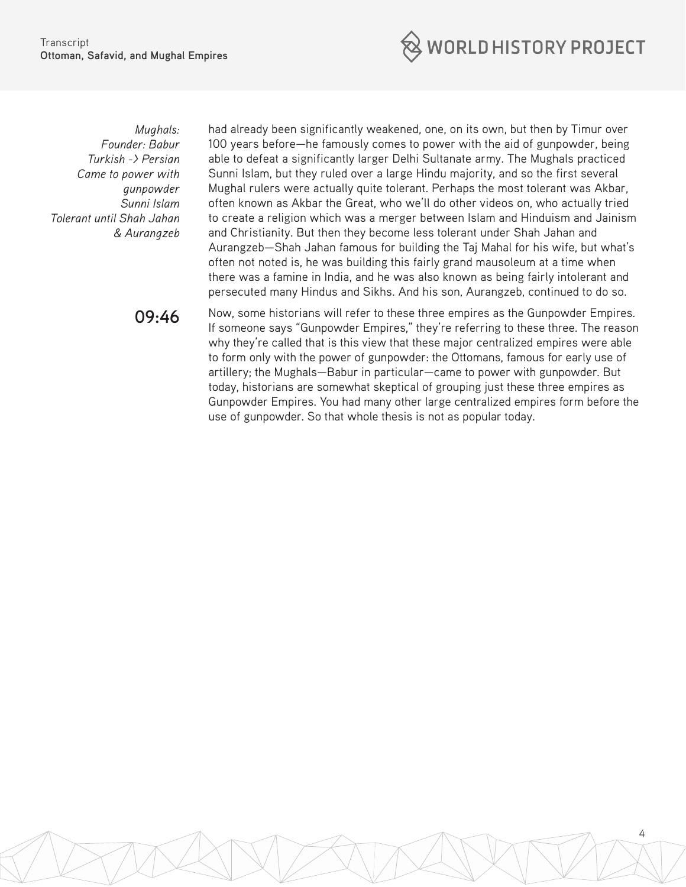*Mughals:*
*Founder: Babur*
*Turkish -> Persian*
*Came to power with gunpowder*
*Sunni Islam*
*Tolerant until Shah Jahan & Aurangzeb*

had already been significantly weakened, one, on its own, but then by Timur over 100 years before—he famously comes to power with the aid of gunpowder, being able to defeat a significantly larger Delhi Sultanate army. The Mughals practiced Sunni Islam, but they ruled over a large Hindu majority, and so the first several Mughal rulers were actually quite tolerant. Perhaps the most tolerant was Akbar, often known as Akbar the Great, who we'll do other videos on, who actually tried to create a religion which was a merger between Islam and Hinduism and Jainism and Christianity. But then they become less tolerant under Shah Jahan and Aurangzeb—Shah Jahan famous for building the Taj Mahal for his wife, but what's often not noted is, he was building this fairly grand mausoleum at a time when there was a famine in India, and he was also known as being fairly intolerant and persecuted many Hindus and Sikhs. And his son, Aurangzeb, continued to do so.

**09:46**

Now, some historians will refer to these three empires as the Gunpowder Empires. If someone says "Gunpowder Empires," they're referring to these three. The reason why they're called that is this view that these major centralized empires were able to form only with the power of gunpowder: the Ottomans, famous for early use of artillery; the Mughals—Babur in particular—came to power with gunpowder. But today, historians are somewhat skeptical of grouping just these three empires as Gunpowder Empires. You had many other large centralized empires form before the use of gunpowder. So that whole thesis is not as popular today.